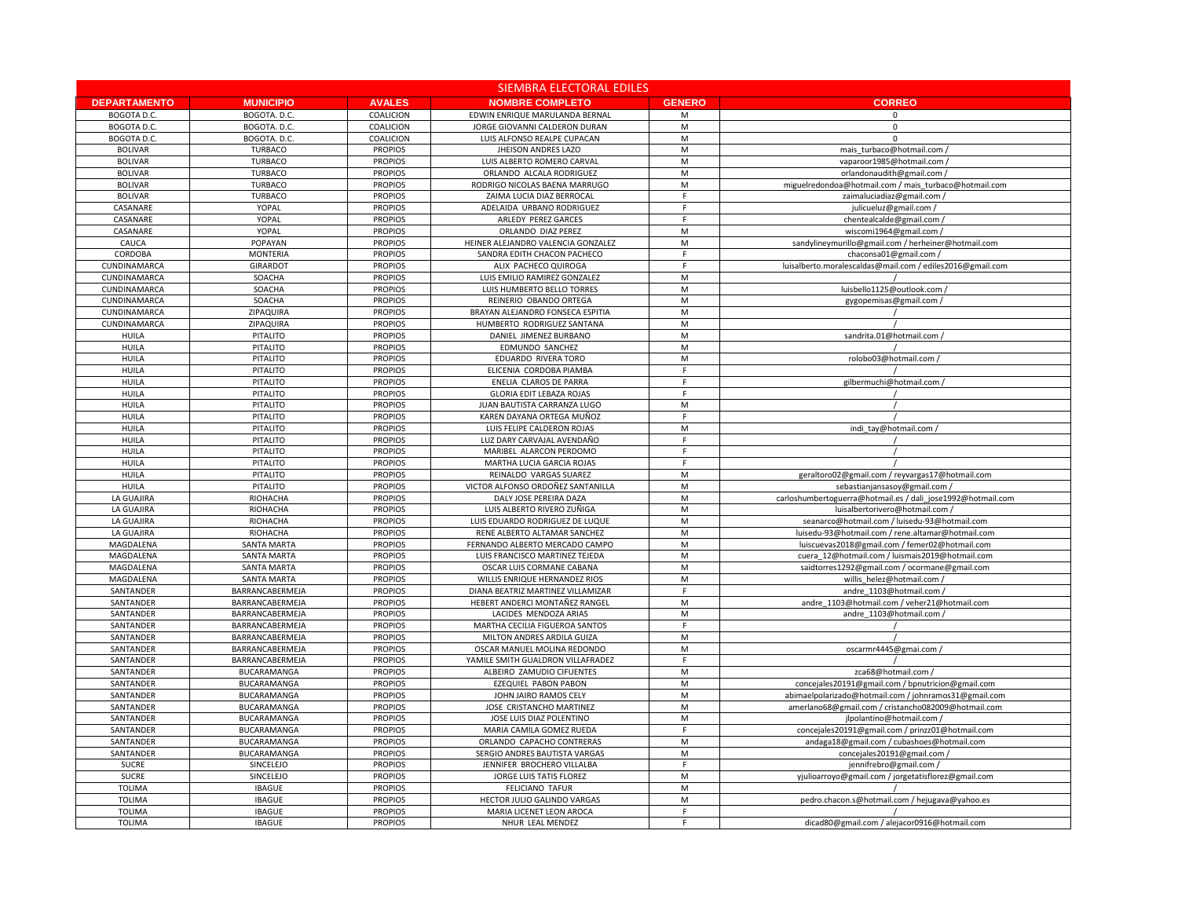| SIEMBRA ELECTORAL EDILES | | | | | |
|---|---|---|---|---|---|
| **DEPARTAMENTO** | **MUNICIPIO** | **AVALES** | **NOMBRE COMPLETO** | **GENERO** | **CORREO** |
| BOGOTA D.C. | BOGOTA. D.C. | COALICION | EDWIN ENRIQUE MARULANDA BERNAL | M | 0 |
| BOGOTA D.C. | BOGOTA. D.C. | COALICION | JORGE GIOVANNI CALDERON DURAN | M | 0 |
| BOGOTA D.C. | BOGOTA. D.C. | COALICION | LUIS ALFONSO REALPE CUPACAN | M | 0 |
| BOLIVAR | TURBACO | PROPIOS | JHEISON ANDRES LAZO | M | mais_turbaco@hotmail.com / |
| BOLIVAR | TURBACO | PROPIOS | LUIS ALBERTO ROMERO CARVAL | M | vaparoor1985@hotmail.com / |
| BOLIVAR | TURBACO | PROPIOS | ORLANDO ALCALA RODRIGUEZ | M | orlandonaudith@gmail.com / |
| BOLIVAR | TURBACO | PROPIOS | RODRIGO NICOLAS BAENA MARRUGO | M | miguelredondoa@hotmail.com / mais_turbaco@hotmail.com |
| BOLIVAR | TURBACO | PROPIOS | ZAIMA LUCIA DIAZ BERROCAL | F | zaimaluciadiaz@gmail.com / |
| CASANARE | YOPAL | PROPIOS | ADELAIDA URBANO RODRIGUEZ | F | julicueluz@gmail.com / |
| CASANARE | YOPAL | PROPIOS | ARLEDY PEREZ GARCES | F | chentealcalde@gmail.com / |
| CASANARE | YOPAL | PROPIOS | ORLANDO DIAZ PEREZ | M | wiscomi1964@gmail.com / |
| CAUCA | POPAYAN | PROPIOS | HEINER ALEJANDRO VALENCIA GONZALEZ | M | sandylineymurillo@gmail.com / herheiner@hotmail.com |
| CORDOBA | MONTERIA | PROPIOS | SANDRA EDITH CHACON PACHECO | F | chaconsa01@gmail.com / |
| CUNDINAMARCA | GIRARDOT | PROPIOS | ALIX PACHECO QUIROGA | F | luisalberto.moralescaldas@mail.com / ediles2016@gmail.com |
| CUNDINAMARCA | SOACHA | PROPIOS | LUIS EMILIO RAMIREZ GONZALEZ | M | / |
| CUNDINAMARCA | SOACHA | PROPIOS | LUIS HUMBERTO BELLO TORRES | M | luisbello1125@outlook.com / |
| CUNDINAMARCA | SOACHA | PROPIOS | REINERIO OBANDO ORTEGA | M | gygopemisas@gmail.com / |
| CUNDINAMARCA | ZIPAQUIRA | PROPIOS | BRAYAN ALEJANDRO FONSECA ESPITIA | M | / |
| CUNDINAMARCA | ZIPAQUIRA | PROPIOS | HUMBERTO RODRIGUEZ SANTANA | M | / |
| HUILA | PITALITO | PROPIOS | DANIEL JIMENEZ BURBANO | M | sandrita.01@hotmail.com / |
| HUILA | PITALITO | PROPIOS | EDMUNDO SANCHEZ | M | / |
| HUILA | PITALITO | PROPIOS | EDUARDO RIVERA TORO | M | rolobo03@hotmail.com / |
| HUILA | PITALITO | PROPIOS | ELICENIA CORDOBA PIAMBA | F | / |
| HUILA | PITALITO | PROPIOS | ENELIA CLAROS DE PARRA | F | gilbermuchi@hotmail.com / |
| HUILA | PITALITO | PROPIOS | GLORIA EDIT LEBAZA ROJAS | F | / |
| HUILA | PITALITO | PROPIOS | JUAN BAUTISTA CARRANZA LUGO | M | / |
| HUILA | PITALITO | PROPIOS | KAREN DAYANA ORTEGA MUÑOZ | F | / |
| HUILA | PITALITO | PROPIOS | LUIS FELIPE CALDERON ROJAS | M | indi_tay@hotmail.com / |
| HUILA | PITALITO | PROPIOS | LUZ DARY CARVAJAL AVENDAÑO | F | / |
| HUILA | PITALITO | PROPIOS | MARIBEL ALARCON PERDOMO | F | / |
| HUILA | PITALITO | PROPIOS | MARTHA LUCIA GARCIA ROJAS | F | / |
| HUILA | PITALITO | PROPIOS | REINALDO VARGAS SUAREZ | M | geraltoro02@gmail.com / reyvargas17@hotmail.com |
| HUILA | PITALITO | PROPIOS | VICTOR ALFONSO ORDOÑEZ SANTANILLA | M | sebastianjansasoy@gmail.com / |
| LA GUAJIRA | RIOHACHA | PROPIOS | DALY JOSE PEREIRA DAZA | M | carloshumbertoguerra@hotmail.es / dali_jose1992@hotmail.com |
| LA GUAJIRA | RIOHACHA | PROPIOS | LUIS ALBERTO RIVERO ZUÑIGA | M | luisalbertorivero@hotmail.com / |
| LA GUAJIRA | RIOHACHA | PROPIOS | LUIS EDUARDO RODRIGUEZ DE LUQUE | M | seanarco@hotmail.com / luisedu-93@hotmail.com |
| LA GUAJIRA | RIOHACHA | PROPIOS | RENE ALBERTO ALTAMAR SANCHEZ | M | luisedu-93@hotmail.com / rene.altamar@hotmail.com |
| MAGDALENA | SANTA MARTA | PROPIOS | FERNANDO ALBERTO MERCADO CAMPO | M | luiscuevas2018@gmail.com / femer02@hotmail.com |
| MAGDALENA | SANTA MARTA | PROPIOS | LUIS FRANCISCO MARTINEZ TEJEDA | M | cuera_12@hotmail.com / luismais2019@hotmail.com |
| MAGDALENA | SANTA MARTA | PROPIOS | OSCAR LUIS CORMANE CABANA | M | saidtorres1292@gmail.com / ocormane@gmail.com |
| MAGDALENA | SANTA MARTA | PROPIOS | WILLIS ENRIQUE HERNANDEZ RIOS | M | willis_helez@hotmail.com / |
| SANTANDER | BARRANCABERMEJA | PROPIOS | DIANA BEATRIZ MARTINEZ VILLAMIZAR | F | andre_1103@hotmail.com / |
| SANTANDER | BARRANCABERMEJA | PROPIOS | HEBERT ANDERCI MONTAÑEZ RANGEL | M | andre_1103@hotmail.com / veher21@hotmail.com |
| SANTANDER | BARRANCABERMEJA | PROPIOS | LACIDES MENDOZA ARIAS | M | andre_1103@hotmail.com / |
| SANTANDER | BARRANCABERMEJA | PROPIOS | MARTHA CECILIA FIGUEROA SANTOS | F | / |
| SANTANDER | BARRANCABERMEJA | PROPIOS | MILTON ANDRES ARDILA GUIZA | M | / |
| SANTANDER | BARRANCABERMEJA | PROPIOS | OSCAR MANUEL MOLINA REDONDO | M | oscarmr4445@gmai.com / |
| SANTANDER | BARRANCABERMEJA | PROPIOS | YAMILE SMITH GUALDRON VILLAFRADEZ | F | / |
| SANTANDER | BUCARAMANGA | PROPIOS | ALBEIRO ZAMUDIO CIFUENTES | M | zca68@hotmail.com / |
| SANTANDER | BUCARAMANGA | PROPIOS | EZEQUIEL PABON PABON | M | concejales20191@gmail.com / bpnutricion@gmail.com |
| SANTANDER | BUCARAMANGA | PROPIOS | JOHN JAIRO RAMOS CELY | M | abimaelpolarizado@hotmail.com / johnramos31@gmail.com |
| SANTANDER | BUCARAMANGA | PROPIOS | JOSE CRISTANCHO MARTINEZ | M | amerlano68@gmail.com / cristancho082009@hotmail.com |
| SANTANDER | BUCARAMANGA | PROPIOS | JOSE LUIS DIAZ POLENTINO | M | jlpolantino@hotmail.com / |
| SANTANDER | BUCARAMANGA | PROPIOS | MARIA CAMILA GOMEZ RUEDA | F | concejales20191@gmail.com / prinzz01@hotmail.com |
| SANTANDER | BUCARAMANGA | PROPIOS | ORLANDO CAPACHO CONTRERAS | M | andaga18@gmail.com / cubashoes@hotmail.com |
| SANTANDER | BUCARAMANGA | PROPIOS | SERGIO ANDRES BAUTISTA VARGAS | M | concejales20191@gmail.com / |
| SUCRE | SINCELEJO | PROPIOS | JENNIFER BROCHERO VILLALBA | F | jennifrebro@gmail.com / |
| SUCRE | SINCELEJO | PROPIOS | JORGE LUIS TATIS FLOREZ | M | yjulioarroyo@gmail.com / jorgetatisflorez@gmail.com |
| TOLIMA | IBAGUE | PROPIOS | FELICIANO TAFUR | M | / |
| TOLIMA | IBAGUE | PROPIOS | HECTOR JULIO GALINDO VARGAS | M | pedro.chacon.s@hotmail.com / hejugava@yahoo.es |
| TOLIMA | IBAGUE | PROPIOS | MARIA LICENET LEON AROCA | F | / |
| TOLIMA | IBAGUE | PROPIOS | NHUR LEAL MENDEZ | F | dicad80@gmail.com / alejacor0916@hotmail.com |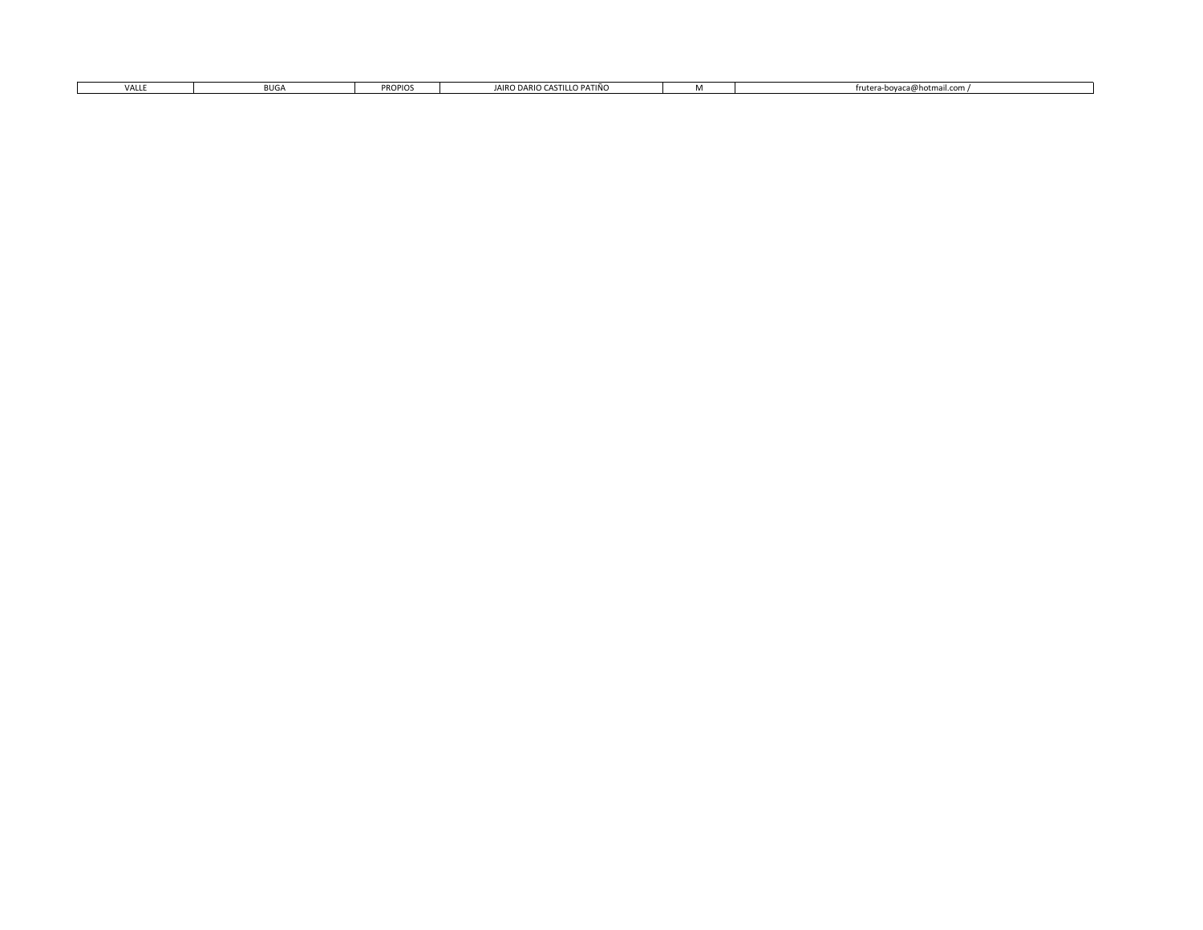| | | | | | |
|---|---|---|---|---|---|
| VALLE | BUGA | PROPIOS | JAIRO DARIO CASTILLO PATIÑO | M | frutera-boyaca@hotmail.com / |